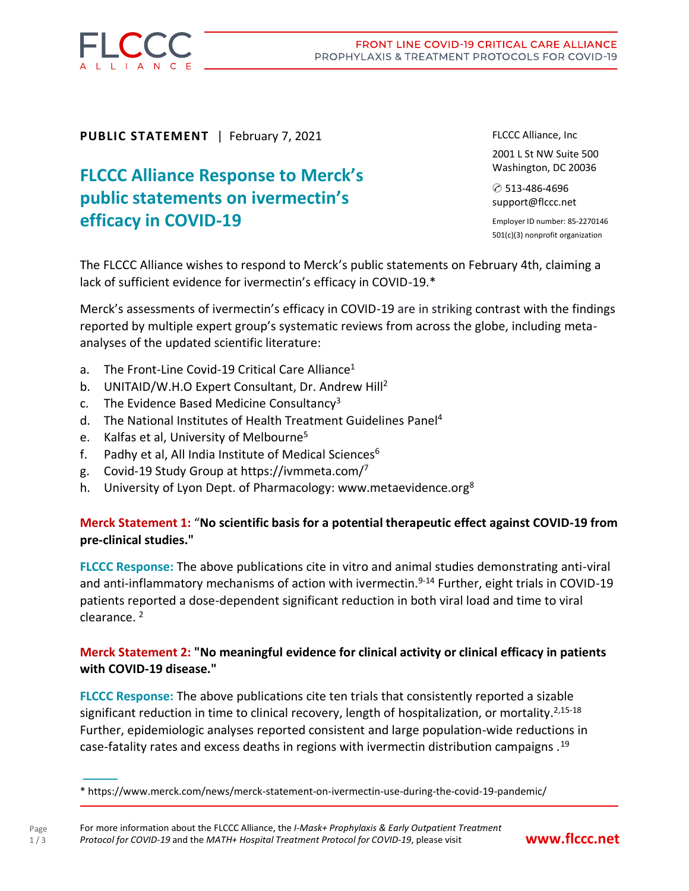**PUBLIC STATEMENT** | February 7, 2021

FLCCC Alliance, Inc

2001 L St NW Suite 500
Washington, DC 20036

✆ 513-486-4696
support@flccc.net

Employer ID number: 85-2270146
501(c)(3) nonprofit organization

# FLCCC Alliance Response to Merck's public statements on ivermectin's efficacy in COVID-19

The FLCCC Alliance wishes to respond to Merck's public statements on February 4th, claiming a lack of sufficient evidence for ivermectin's efficacy in COVID-19.*

Merck's assessments of ivermectin's efficacy in COVID-19 are in striking contrast with the findings reported by multiple expert group's systematic reviews from across the globe, including meta-analyses of the updated scientific literature:

a. The Front-Line Covid-19 Critical Care Alliance[1]
b. UNITAID/W.H.O Expert Consultant, Dr. Andrew Hill[2]
c. The Evidence Based Medicine Consultancy[3]
d. The National Institutes of Health Treatment Guidelines Panel[4]
e. Kalfas et al, University of Melbourne[5]
f. Padhy et al, All India Institute of Medical Sciences[6]
g. Covid-19 Study Group at https://ivmmeta.com/[7]
h. University of Lyon Dept. of Pharmacology: www.metaevidence.org[8]

**Merck Statement 1:** "**No scientific basis for a potential therapeutic effect against COVID-19 from pre-clinical studies."**

**FLCCC Response:** The above publications cite in vitro and animal studies demonstrating anti-viral and anti-inflammatory mechanisms of action with ivermectin.[9-14] Further, eight trials in COVID-19 patients reported a dose-dependent significant reduction in both viral load and time to viral clearance. [2]

**Merck Statement 2: "No meaningful evidence for clinical activity or clinical efficacy in patients with COVID-19 disease."**

**FLCCC Response:** The above publications cite ten trials that consistently reported a sizable significant reduction in time to clinical recovery, length of hospitalization, or mortality.[2,15-18] Further, epidemiologic analyses reported consistent and large population-wide reductions in case-fatality rates and excess deaths in regions with ivermectin distribution campaigns .[19]

---

* https://www.merck.com/news/merck-statement-on-ivermectin-use-during-the-covid-19-pandemic/

For more information about the FLCCC Alliance, the *I-Mask+ Prophylaxis & Early Outpatient Treatment Protocol for COVID-19* and the *MATH+ Hospital Treatment Protocol for COVID-19*, please visit **www.flccc.net**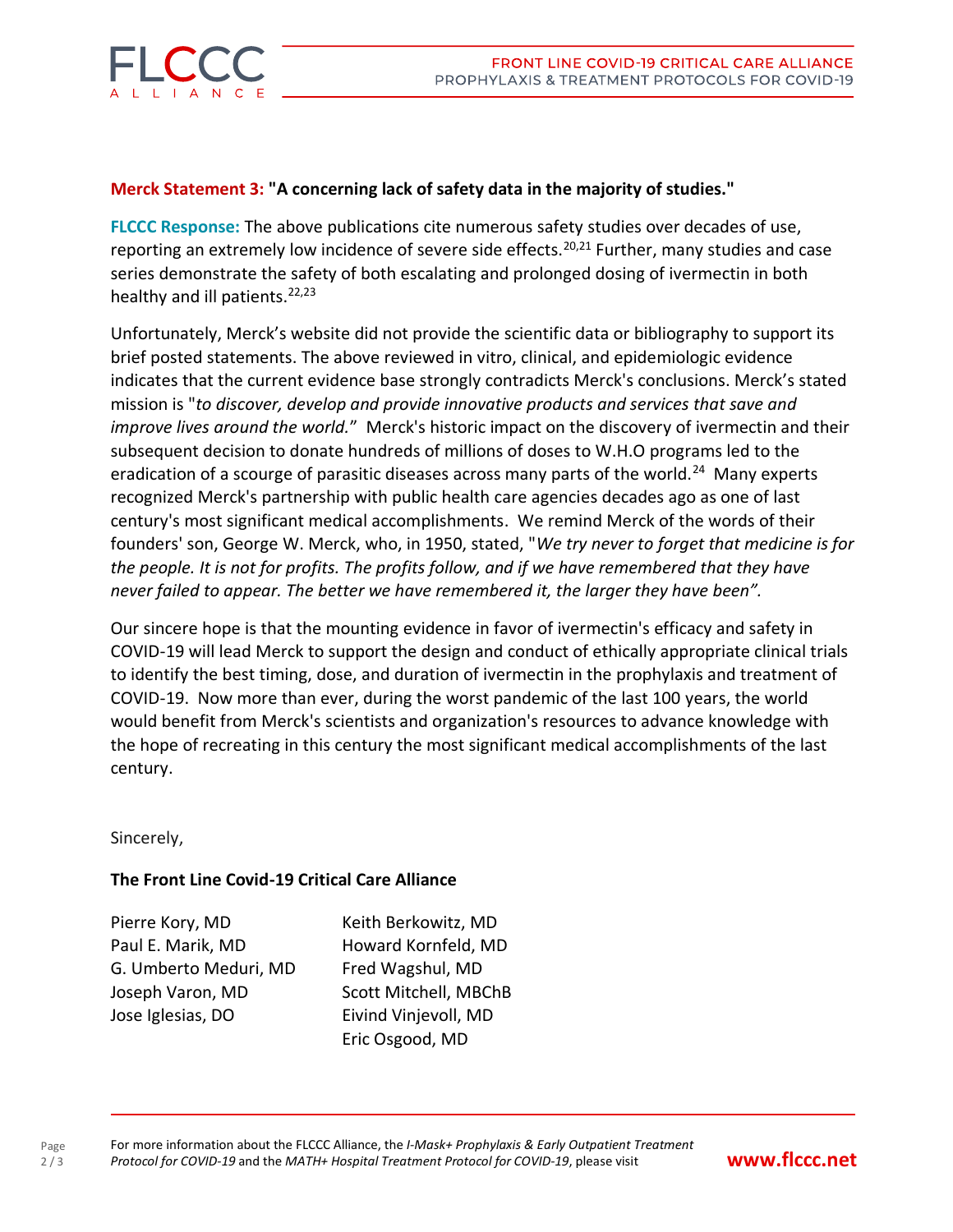**Merck Statement 3: "A concerning lack of safety data in the majority of studies."**

**FLCCC Response:** The above publications cite numerous safety studies over decades of use, reporting an extremely low incidence of severe side effects.[20,21] Further, many studies and case series demonstrate the safety of both escalating and prolonged dosing of ivermectin in both healthy and ill patients.[22,23]

Unfortunately, Merck's website did not provide the scientific data or bibliography to support its brief posted statements. The above reviewed in vitro, clinical, and epidemiologic evidence indicates that the current evidence base strongly contradicts Merck's conclusions. Merck's stated mission is "*to discover, develop and provide innovative products and services that save and improve lives around the world.*" Merck's historic impact on the discovery of ivermectin and their subsequent decision to donate hundreds of millions of doses to W.H.O programs led to the eradication of a scourge of parasitic diseases across many parts of the world.[24] Many experts recognized Merck's partnership with public health care agencies decades ago as one of last century's most significant medical accomplishments. We remind Merck of the words of their founders' son, George W. Merck, who, in 1950, stated, "*We try never to forget that medicine is for the people. It is not for profits. The profits follow, and if we have remembered that they have never failed to appear. The better we have remembered it, the larger they have been".*

Our sincere hope is that the mounting evidence in favor of ivermectin's efficacy and safety in COVID-19 will lead Merck to support the design and conduct of ethically appropriate clinical trials to identify the best timing, dose, and duration of ivermectin in the prophylaxis and treatment of COVID-19. Now more than ever, during the worst pandemic of the last 100 years, the world would benefit from Merck's scientists and organization's resources to advance knowledge with the hope of recreating in this century the most significant medical accomplishments of the last century.

Sincerely,

**The Front Line Covid-19 Critical Care Alliance**

Pierre Kory, MD
Paul E. Marik, MD
G. Umberto Meduri, MD
Joseph Varon, MD
Jose Iglesias, DO
Keith Berkowitz, MD
Howard Kornfeld, MD
Fred Wagshul, MD
Scott Mitchell, MBChB
Eivind Vinjevoll, MD
Eric Osgood, MD

For more information about the FLCCC Alliance, the *I-Mask+ Prophylaxis & Early Outpatient Treatment Protocol for COVID-19* and the *MATH+ Hospital Treatment Protocol for COVID-19*, please visit **www.flccc.net**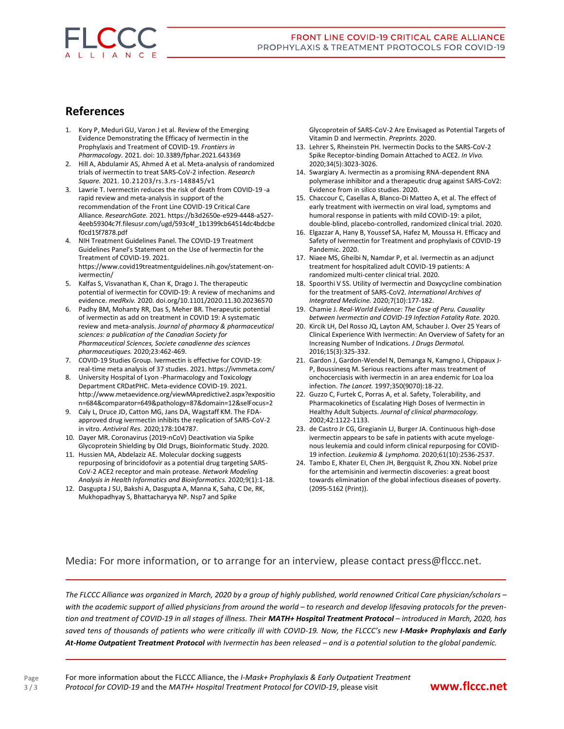## References

1. Kory P, Meduri GU, Varon J et al. Review of the Emerging Evidence Demonstrating the Efficacy of Ivermectin in the Prophylaxis and Treatment of COVID-19. *Frontiers in Pharmacology*. 2021. doi: 10.3389/fphar.2021.643369
2. Hill A, Abdulamir AS, Ahmed A et al. Meta-analysis of randomized trials of ivermectin to treat SARS-CoV-2 infection. *Research Square.* 2021. 10.21203/rs.3.rs-148845/v1
3. Lawrie T. Ivermectin reduces the risk of death from COVID-19 -a rapid review and meta-analysis in support of the recommendation of the Front Line COVID-19 Critical Care Alliance. *ResearchGate.* 2021. https://b3d2650e-e929-4448-a527-4eeb59304c7f.filesusr.com/ugd/593c4f_1b1399cb64514dc4bdcbef0cd15f7878.pdf
4. NIH Treatment Guidelines Panel. The COVID-19 Treatment Guidelines Panel's Statement on the Use of Ivermectin for the Treatment of COVID-19. 2021. https://www.covid19treatmentguidelines.nih.gov/statement-on-ivermectin/
5. Kalfas S, Visvanathan K, Chan K, Drago J. The therapeutic potential of ivermectin for COVID-19: A review of mechanims and evidence. *medRxiv.* 2020. doi.org/10.1101/2020.11.30.20236570
6. Padhy BM, Mohanty RR, Das S, Meher BR. Therapeutic potential of ivermectin as add on treatment in COVID 19: A systematic review and meta-analysis. *Journal of pharmacy & pharmaceutical sciences: a publication of the Canadian Society for Pharmaceutical Sciences, Societe canadienne des sciences pharmaceutiques.* 2020;23:462-469.
7. COVID-19 Studies Group. Ivermectin is effective for COVID-19: real-time meta analysis of 37 studies. 2021. https://ivmmeta.com/
8. University Hospital of Lyon -Pharmacology and Toxicology Department CRDatPHC. Meta-evidence COVID-19. 2021. http://www.metaevidence.org/viewMApredictive2.aspx?exposition=684&comparator=649&pathology=87&domain=12&selFocus=2
9. Caly L, Druce JD, Catton MG, Jans DA, Wagstaff KM. The FDA-approved drug ivermectin inhibits the replication of SARS-CoV-2 in vitro. *Antiviral Res.* 2020;178:104787.
10. Dayer MR. Coronavirus (2019-nCoV) Deactivation via Spike Glycoprotein Shielding by Old Drugs, Bioinformatic Study. 2020.
11. Hussien MA, Abdelaziz AE. Molecular docking suggests repurposing of brincidofovir as a potential drug targeting SARS-CoV-2 ACE2 receptor and main protease. *Network Modeling Analysis in Health Informatics and Bioinformatics.* 2020;9(1):1-18.
12. Dasgupta J SU, Bakshi A, Dasgupta A, Manna K, Saha, C De, RK, Mukhopadhyay S, Bhattacharyya NP. Nsp7 and Spike Glycoprotein of SARS-CoV-2 Are Envisaged as Potential Targets of Vitamin D and Ivermectin. *Preprints.* 2020.
13. Lehrer S, Rheinstein PH. Ivermectin Docks to the SARS-CoV-2 Spike Receptor-binding Domain Attached to ACE2. *In Vivo.* 2020;34(5):3023-3026.
14. Swargiary A. Ivermectin as a promising RNA-dependent RNA polymerase inhibitor and a therapeutic drug against SARS-CoV2: Evidence from in silico studies. 2020.
15. Chaccour C, Casellas A, Blanco-Di Matteo A, et al. The effect of early treatment with ivermectin on viral load, symptoms and humoral response in patients with mild COVID-19: a pilot, double-blind, placebo-controlled, randomized clinical trial. 2020.
16. Elgazzar A, Hany B, Youssef SA, Hafez M, Moussa H. Efficacy and Safety of Ivermectin for Treatment and prophylaxis of COVID-19 Pandemic. 2020.
17. Niaee MS, Gheibi N, Namdar P, et al. Ivermectin as an adjunct treatment for hospitalized adult COVID-19 patients: A randomized multi-center clinical trial. 2020.
18. Spoorthi V SS. Utility of Ivermectin and Doxycycline combination for the treatment of SARS-CoV2. *International Archives of Integrated Medicine.* 2020;7(10):177-182.
19. Chamie J. *Real-World Evidence: The Case of Peru. Causality between Ivermectin and COVID-19 Infection Fatality Rate.* 2020.
20. Kircik LH, Del Rosso JQ, Layton AM, Schauber J. Over 25 Years of Clinical Experience With Ivermectin: An Overview of Safety for an Increasing Number of Indications. *J Drugs Dermatol.* 2016;15(3):325-332.
21. Gardon J, Gardon-Wendel N, Demanga N, Kamgno J, Chippaux J-P, Boussinesq M. Serious reactions after mass treatment of onchocerciasis with ivermectin in an area endemic for Loa loa infection. *The Lancet.* 1997;350(9070):18-22.
22. Guzzo C, Furtek C, Porras A, et al. Safety, Tolerability, and Pharmacokinetics of Escalating High Doses of Ivermectin in Healthy Adult Subjects. *Journal of clinical pharmacology.* 2002;42:1122-1133.
23. de Castro Jr CG, Gregianin LJ, Burger JA. Continuous high-dose ivermectin appears to be safe in patients with acute myelogenous leukemia and could inform clinical repurposing for COVID-19 infection. *Leukemia & Lymphoma.* 2020;61(10):2536-2537.
24. Tambo E, Khater EI, Chen JH, Bergquist R, Zhou XN. Nobel prize for the artemisinin and ivermectin discoveries: a great boost towards elimination of the global infectious diseases of poverty. (2095-5162 (Print)).

Media: For more information, or to arrange for an interview, please contact press@flccc.net.

*The FLCCC Alliance was organized in March, 2020 by a group of highly published, world renowned Critical Care physician/scholars – with the academic support of allied physicians from around the world – to research and develop lifesaving protocols for the prevention and treatment of COVID-19 in all stages of illness. Their* ***MATH+ Hospital Treatment Protocol*** *– introduced in March, 2020, has saved tens of thousands of patients who were critically ill with COVID-19. Now, the FLCCC's new* ***I-Mask+ Prophylaxis and Early At-Home Outpatient Treatment Protocol*** *with Ivermectin has been released – and is a potential solution to the global pandemic.*

For more information about the FLCCC Alliance, the *I-Mask+ Prophylaxis & Early Outpatient Treatment Protocol for COVID-19* and the *MATH+ Hospital Treatment Protocol for COVID-19*, please visit **www.flccc.net**